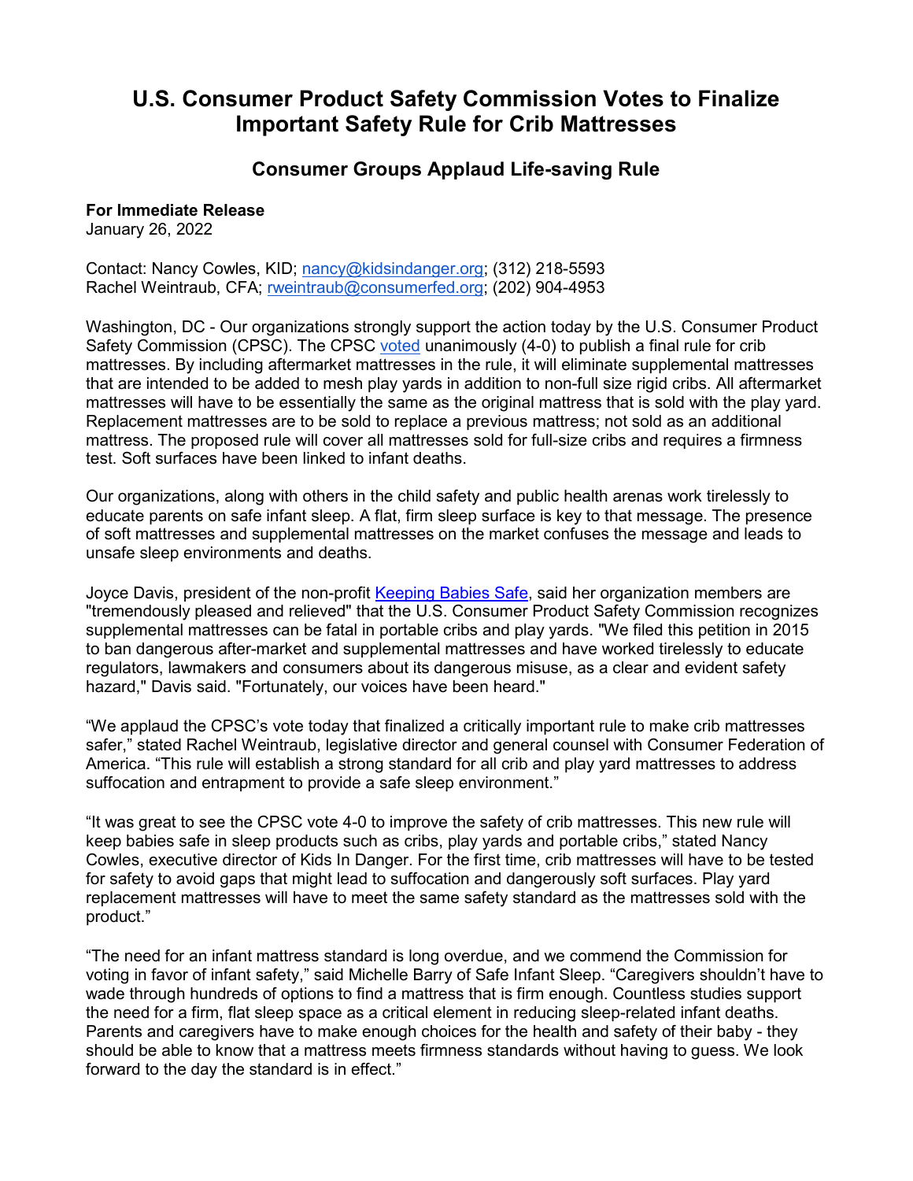# U.S. Consumer Product Safety Commission Votes to Finalize Important Safety Rule for Crib Mattresses

## Consumer Groups Applaud Life-saving Rule

**For Immediate Release**
January 26, 2022

Contact: Nancy Cowles, KID; nancy@kidsindanger.org; (312) 218-5593
Rachel Weintraub, CFA; rweintraub@consumerfed.org; (202) 904-4953

Washington, DC - Our organizations strongly support the action today by the U.S. Consumer Product Safety Commission (CPSC). The CPSC voted unanimously (4-0) to publish a final rule for crib mattresses. By including aftermarket mattresses in the rule, it will eliminate supplemental mattresses that are intended to be added to mesh play yards in addition to non-full size rigid cribs. All aftermarket mattresses will have to be essentially the same as the original mattress that is sold with the play yard. Replacement mattresses are to be sold to replace a previous mattress; not sold as an additional mattress. The proposed rule will cover all mattresses sold for full-size cribs and requires a firmness test. Soft surfaces have been linked to infant deaths.

Our organizations, along with others in the child safety and public health arenas work tirelessly to educate parents on safe infant sleep. A flat, firm sleep surface is key to that message. The presence of soft mattresses and supplemental mattresses on the market confuses the message and leads to unsafe sleep environments and deaths.

Joyce Davis, president of the non-profit Keeping Babies Safe, said her organization members are "tremendously pleased and relieved" that the U.S. Consumer Product Safety Commission recognizes supplemental mattresses can be fatal in portable cribs and play yards. "We filed this petition in 2015 to ban dangerous after-market and supplemental mattresses and have worked tirelessly to educate regulators, lawmakers and consumers about its dangerous misuse, as a clear and evident safety hazard," Davis said. "Fortunately, our voices have been heard."

"We applaud the CPSC's vote today that finalized a critically important rule to make crib mattresses safer," stated Rachel Weintraub, legislative director and general counsel with Consumer Federation of America. "This rule will establish a strong standard for all crib and play yard mattresses to address suffocation and entrapment to provide a safe sleep environment."

"It was great to see the CPSC vote 4-0 to improve the safety of crib mattresses. This new rule will keep babies safe in sleep products such as cribs, play yards and portable cribs," stated Nancy Cowles, executive director of Kids In Danger. For the first time, crib mattresses will have to be tested for safety to avoid gaps that might lead to suffocation and dangerously soft surfaces. Play yard replacement mattresses will have to meet the same safety standard as the mattresses sold with the product."

"The need for an infant mattress standard is long overdue, and we commend the Commission for voting in favor of infant safety," said Michelle Barry of Safe Infant Sleep. "Caregivers shouldn't have to wade through hundreds of options to find a mattress that is firm enough. Countless studies support the need for a firm, flat sleep space as a critical element in reducing sleep-related infant deaths. Parents and caregivers have to make enough choices for the health and safety of their baby - they should be able to know that a mattress meets firmness standards without having to guess. We look forward to the day the standard is in effect."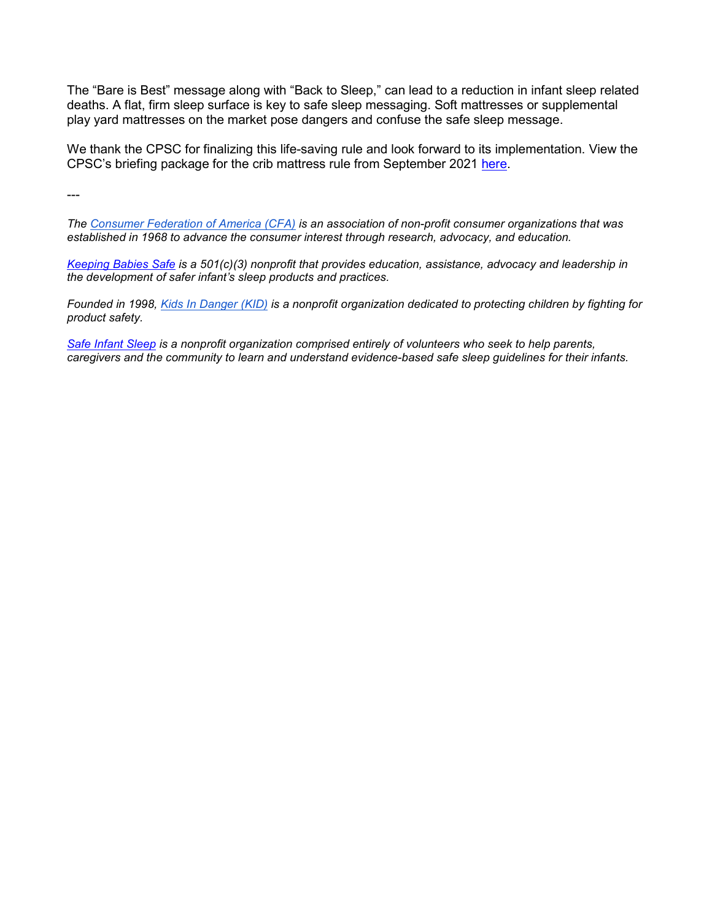The “Bare is Best” message along with “Back to Sleep,” can lead to a reduction in infant sleep related deaths. A flat, firm sleep surface is key to safe sleep messaging. Soft mattresses or supplemental play yard mattresses on the market pose dangers and confuse the safe sleep message.

We thank the CPSC for finalizing this life-saving rule and look forward to its implementation. View the CPSC’s briefing package for the crib mattress rule from September 2021 here.

---

*The Consumer Federation of America (CFA) is an association of non-profit consumer organizations that was established in 1968 to advance the consumer interest through research, advocacy, and education.*

*Keeping Babies Safe is a 501(c)(3) nonprofit that provides education, assistance, advocacy and leadership in the development of safer infant’s sleep products and practices.*

*Founded in 1998, Kids In Danger (KID) is a nonprofit organization dedicated to protecting children by fighting for product safety.*

*Safe Infant Sleep is a nonprofit organization comprised entirely of volunteers who seek to help parents, caregivers and the community to learn and understand evidence-based safe sleep guidelines for their infants.*